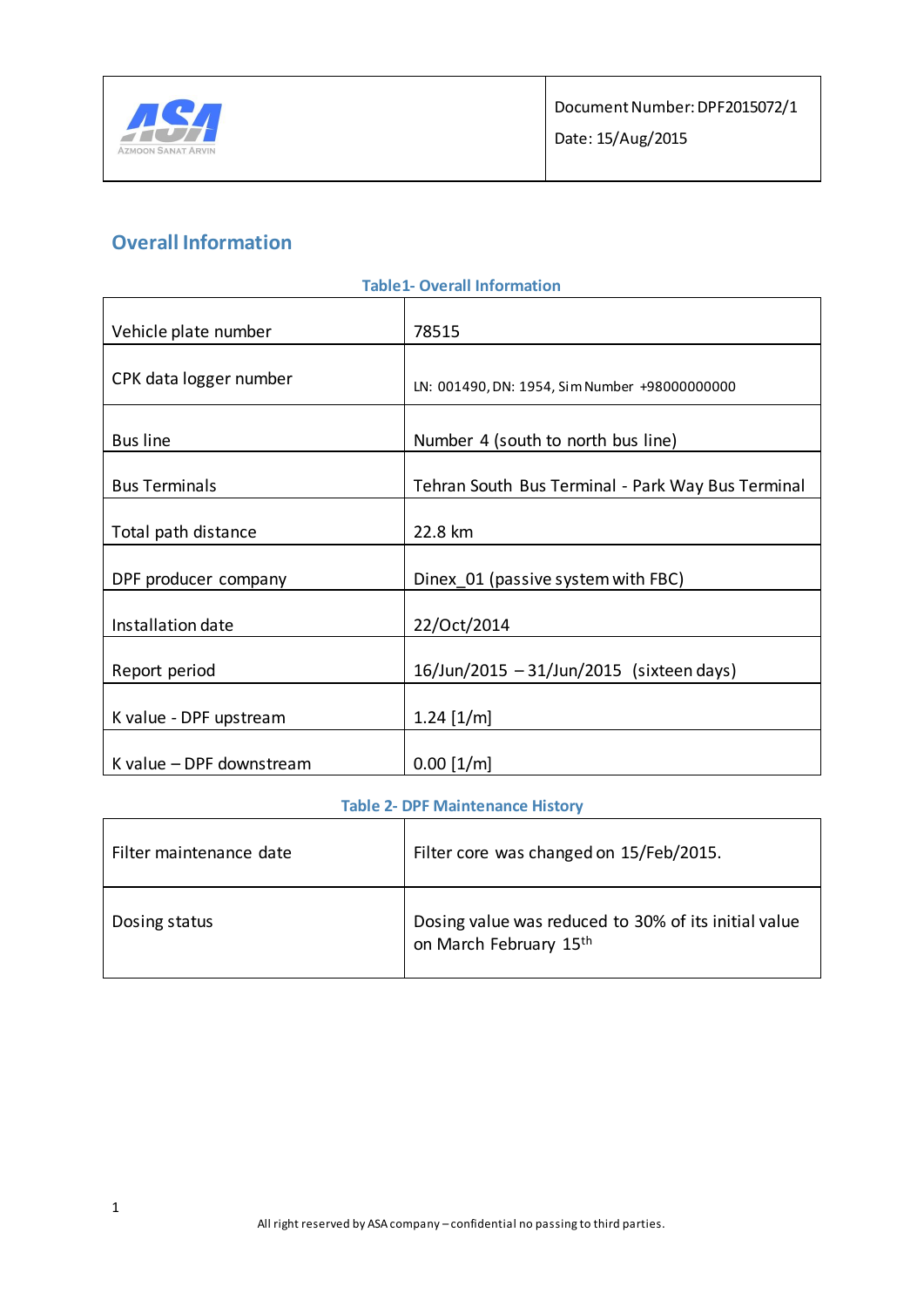| ASA Azmoon Sanat Arvin | Document Number: DPF2015072/1<br>Date: 15/Aug/2015 |
|---|---|

## Overall Information

**Table1- Overall Information**

| | |
|---|---|
| Vehicle plate number | 78515 |
| CPK data logger number | LN: 001490, DN: 1954, Sim Number +98000000000 |
| Bus line | Number 4 (south to north bus line) |
| Bus Terminals | Tehran South Bus Terminal - Park Way Bus Terminal |
| Total path distance | 22.8 km |
| DPF producer company | Dinex_01 (passive system with FBC) |
| Installation date | 22/Oct/2014 |
| Report period | 16/Jun/2015 – 31/Jun/2015 (sixteen days) |
| K value - DPF upstream | 1.24 [1/m] |
| K value – DPF downstream | 0.00 [1/m] |

**Table 2- DPF Maintenance History**

| | |
|---|---|
| Filter maintenance date | Filter core was changed on 15/Feb/2015. |
| Dosing status | Dosing value was reduced to 30% of its initial value on March February 15th |

All right reserved by ASA company – confidential no passing to third parties.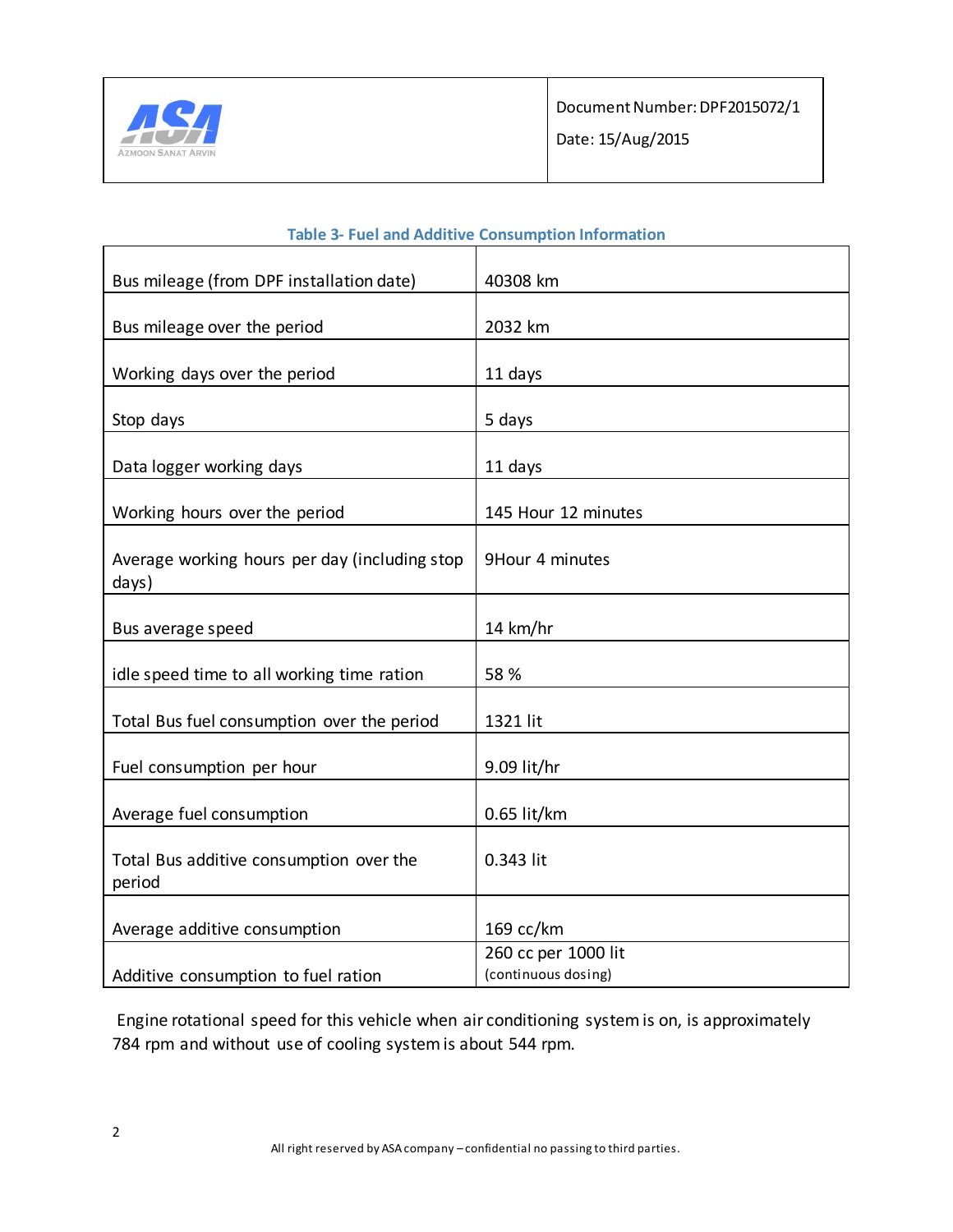**Table 3- Fuel and Additive Consumption Information**

| | |
|---|---|
| Bus mileage (from DPF installation date) | 40308 km |
| Bus mileage over the period | 2032 km |
| Working days over the period | 11 days |
| Stop days | 5 days |
| Data logger working days | 11 days |
| Working hours over the period | 145 Hour 12 minutes |
| Average working hours per day (including stop days) | 9Hour 4 minutes |
| Bus average speed | 14 km/hr |
| idle speed time to all working time ration | 58 % |
| Total Bus fuel consumption over the period | 1321 lit |
| Fuel consumption per hour | 9.09 lit/hr |
| Average fuel consumption | 0.65 lit/km |
| Total Bus additive consumption over the period | 0.343 lit |
| Average additive consumption | 169 cc/km |
| Additive consumption to fuel ration | 260 cc per 1000 lit (continuous dosing) |

Engine rotational speed for this vehicle when air conditioning system is on, is approximately 784 rpm and without use of cooling system is about 544 rpm.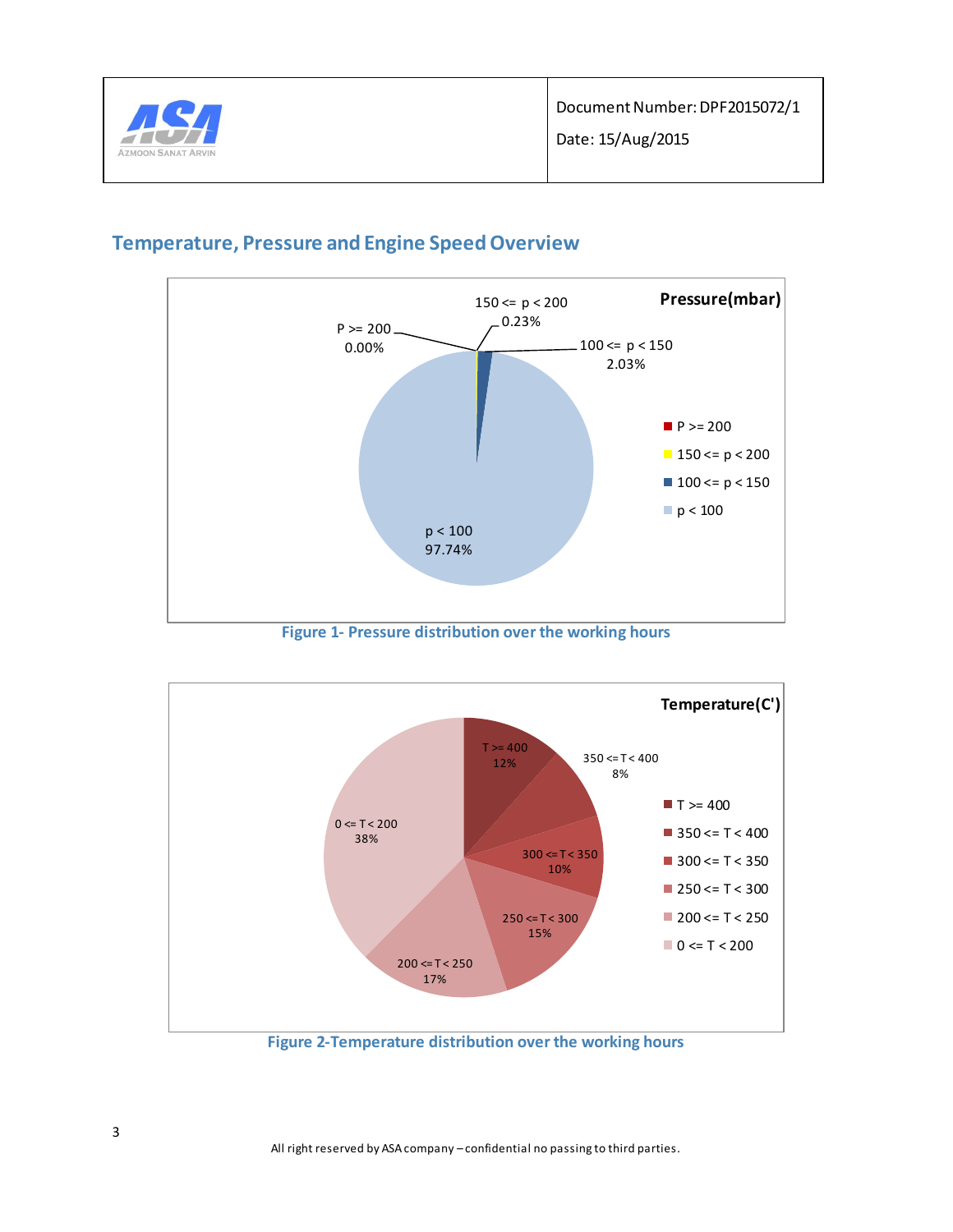## Temperature, Pressure and Engine Speed Overview

Figure 1- Pressure distribution over the working hours

Figure 2-Temperature distribution over the working hours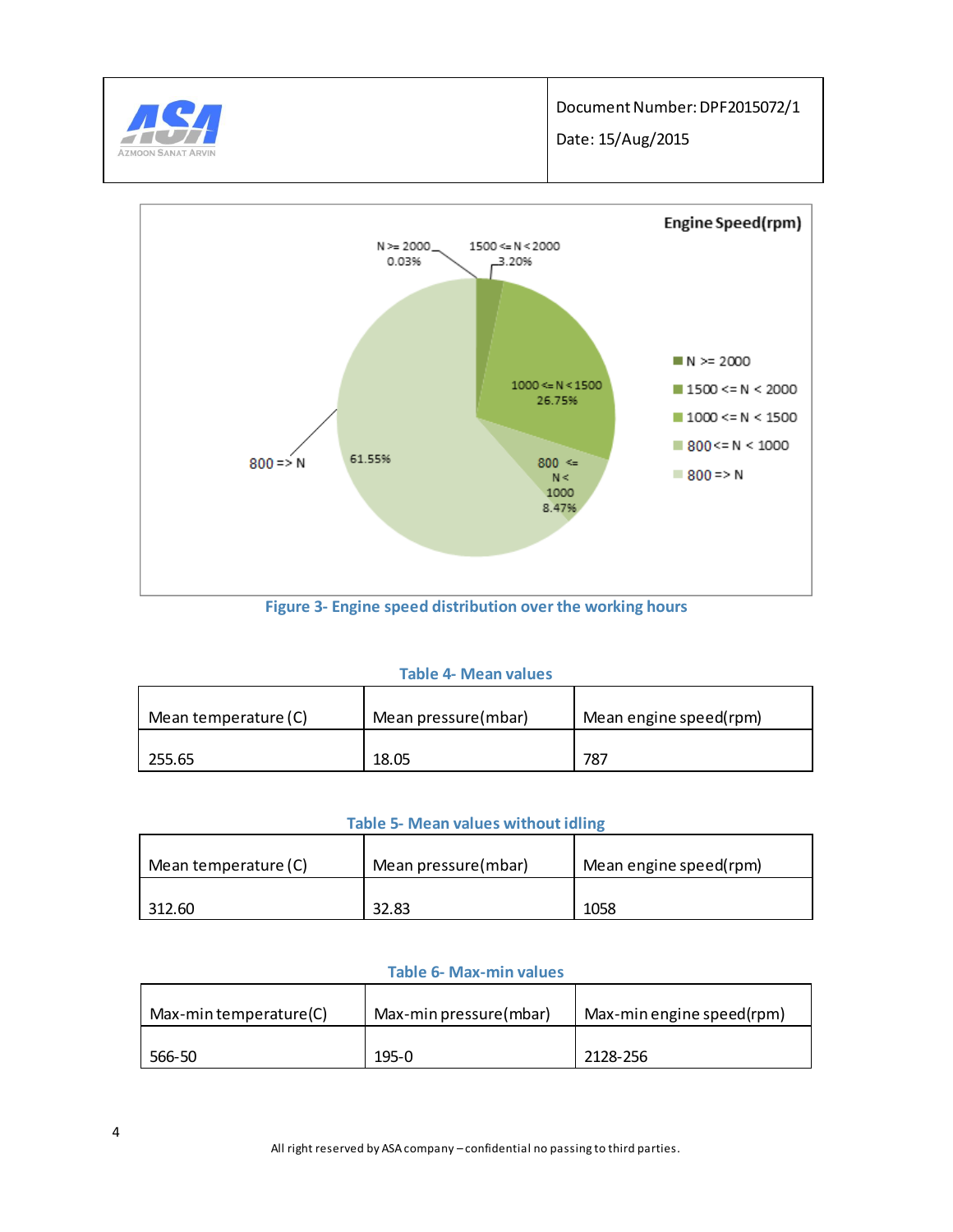Figure 3- Engine speed distribution over the working hours

**Table 4- Mean values**

| Mean temperature (C) | Mean pressure(mbar) | Mean engine speed(rpm) |
| --- | --- | --- |
| 255.65 | 18.05 | 787 |

**Table 5- Mean values without idling**

| Mean temperature (C) | Mean pressure(mbar) | Mean engine speed(rpm) |
| --- | --- | --- |
| 312.60 | 32.83 | 1058 |

**Table 6- Max-min values**

| Max-min temperature(C) | Max-min pressure(mbar) | Max-min engine speed(rpm) |
| --- | --- | --- |
| 566-50 | 195-0 | 2128-256 |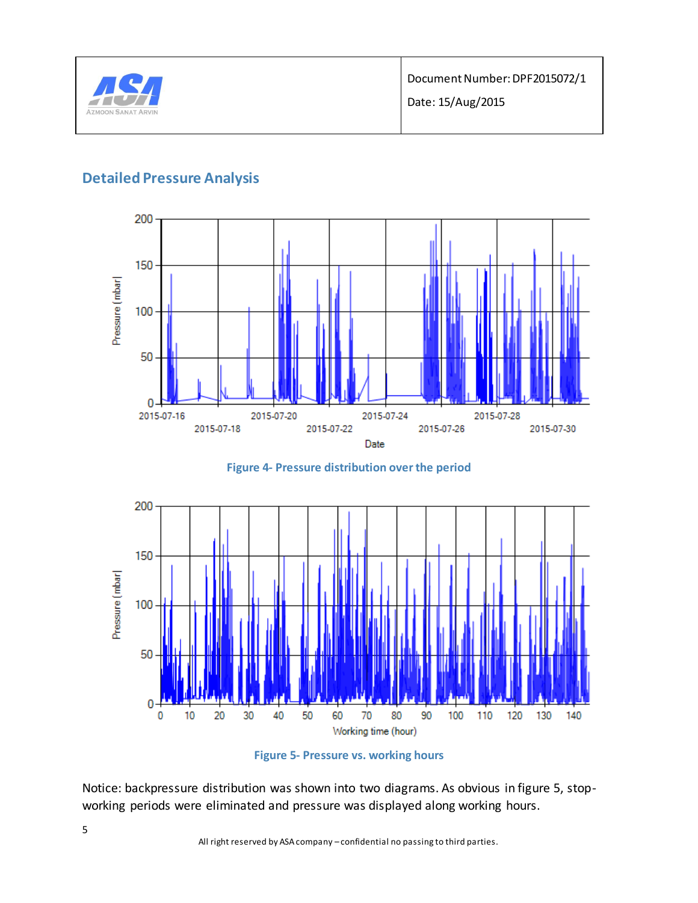## Detailed Pressure Analysis

Figure 4- Pressure distribution over the period

Figure 5- Pressure vs. working hours

Notice: backpressure distribution was shown into two diagrams. As obvious in figure 5, stop-working periods were eliminated and pressure was displayed along working hours.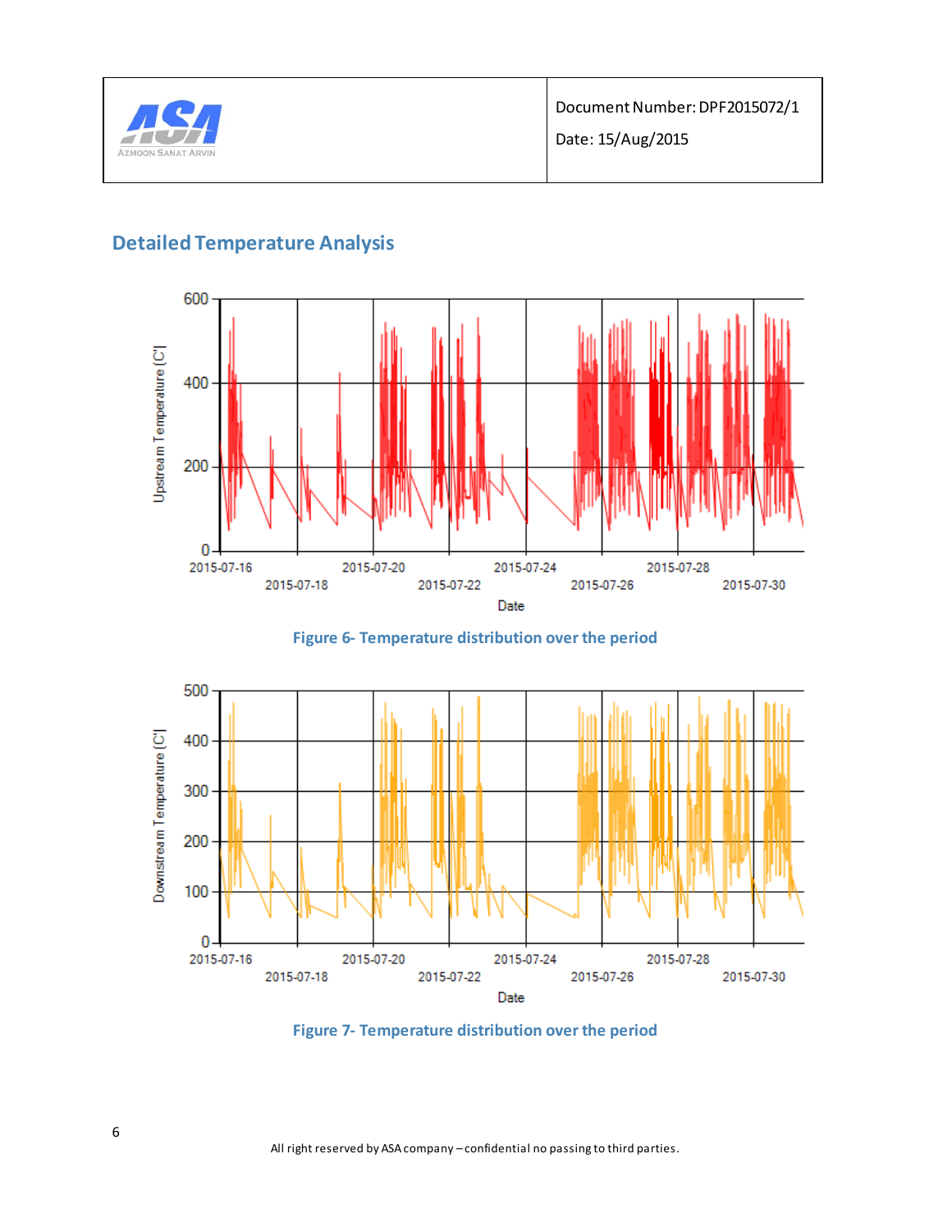## Detailed Temperature Analysis

Figure 6- Temperature distribution over the period

Figure 7- Temperature distribution over the period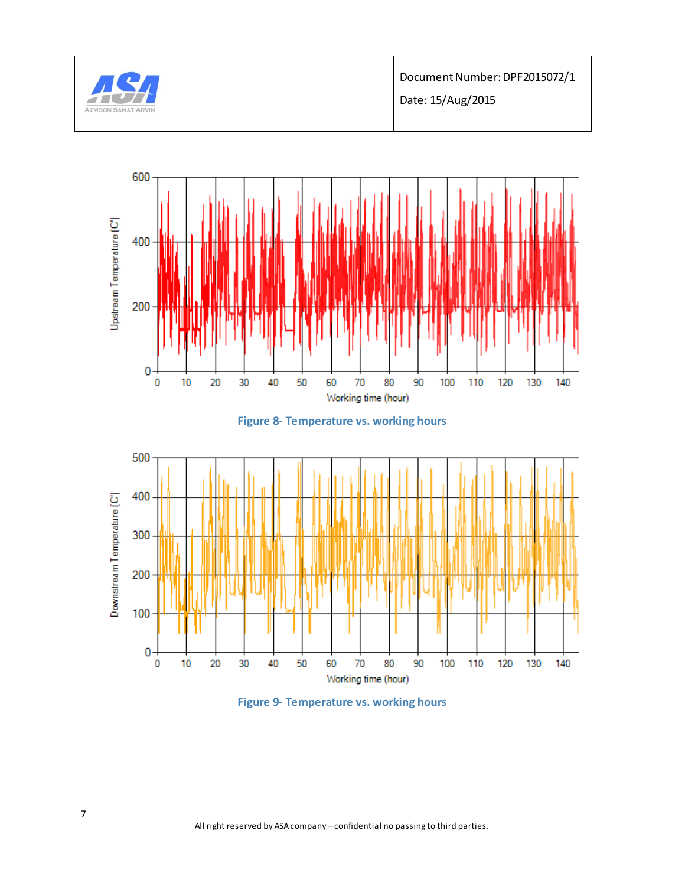Figure 8- Temperature vs. working hours

Figure 9- Temperature vs. working hours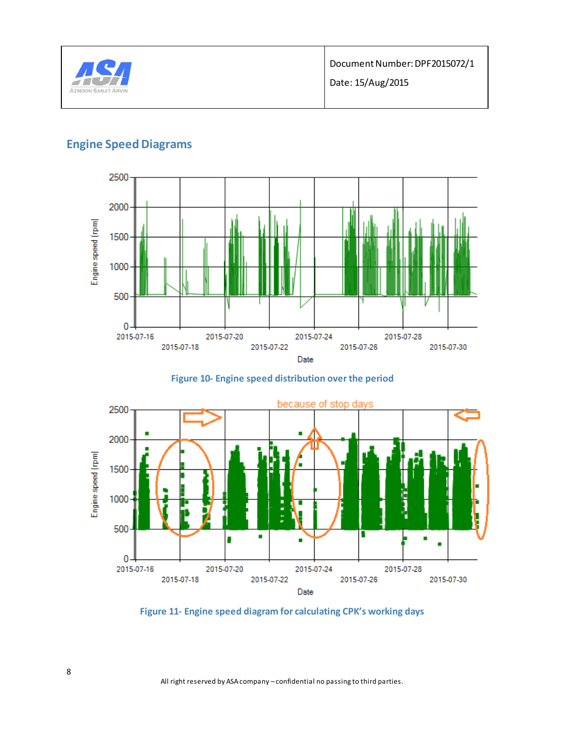## Engine Speed Diagrams

Figure 10- Engine speed distribution over the period

Figure 11- Engine speed diagram for calculating CPK's working days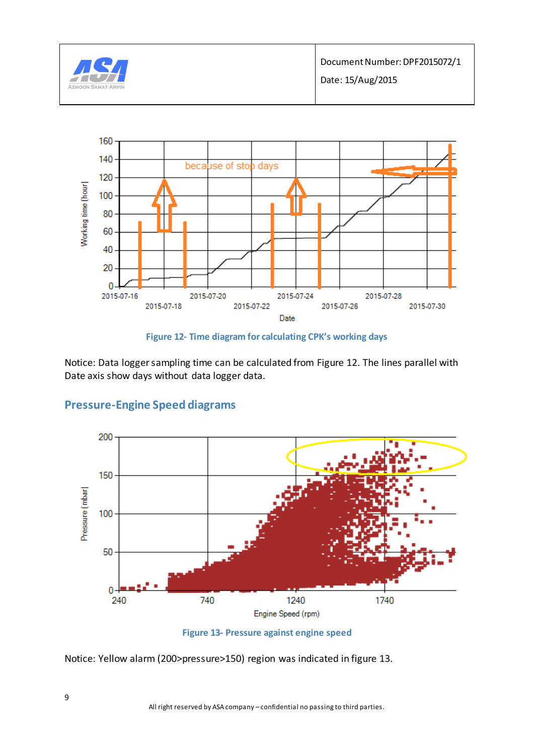Figure 12- Time diagram for calculating CPK's working days

Notice: Data logger sampling time can be calculated from Figure 12. The lines parallel with Date axis show days without data logger data.

## Pressure-Engine Speed diagrams

Figure 13- Pressure against engine speed

Notice: Yellow alarm (200>pressure>150) region was indicated in figure 13.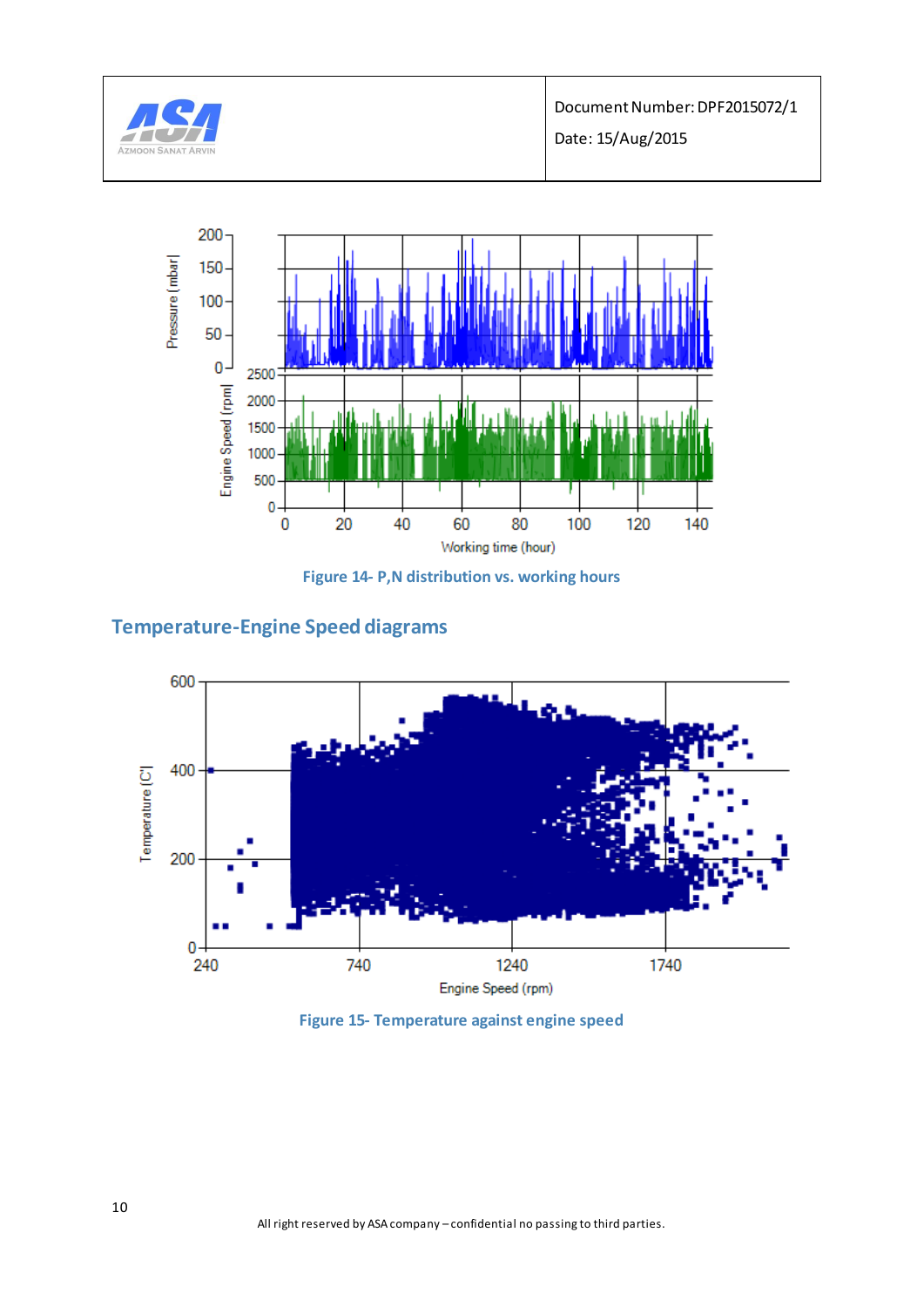Figure 14- P,N distribution vs. working hours

## Temperature-Engine Speed diagrams

Figure 15- Temperature against engine speed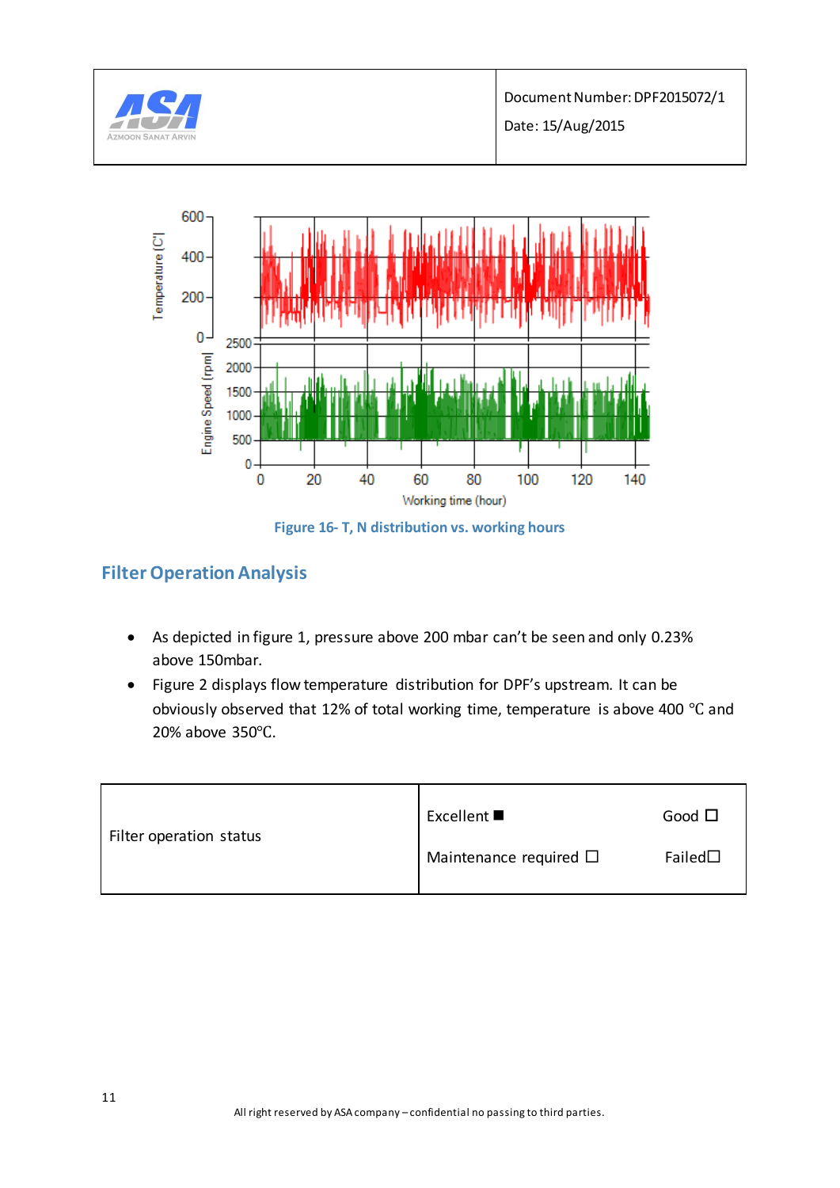600
400
200
0
Temperature [C']

2500
2000
1500
1000
500
0
Engine Speed [rpm]

0 20 40 60 80 100 120 140
Working time (hour)

Figure 16- T, N distribution vs. working hours

## Filter Operation Analysis

- As depicted in figure 1, pressure above 200 mbar can't be seen and only 0.23% above 150mbar.
- Figure 2 displays flow temperature distribution for DPF's upstream. It can be obviously observed that 12% of total working time, temperature is above 400 ℃ and 20% above 350℃.

| | | |
|---|---|---|
| Filter operation status | Excellent ■ | Good ☐ |
| | Maintenance required ☐ | Failed☐ |

All right reserved by ASA company – confidential no passing to third parties.